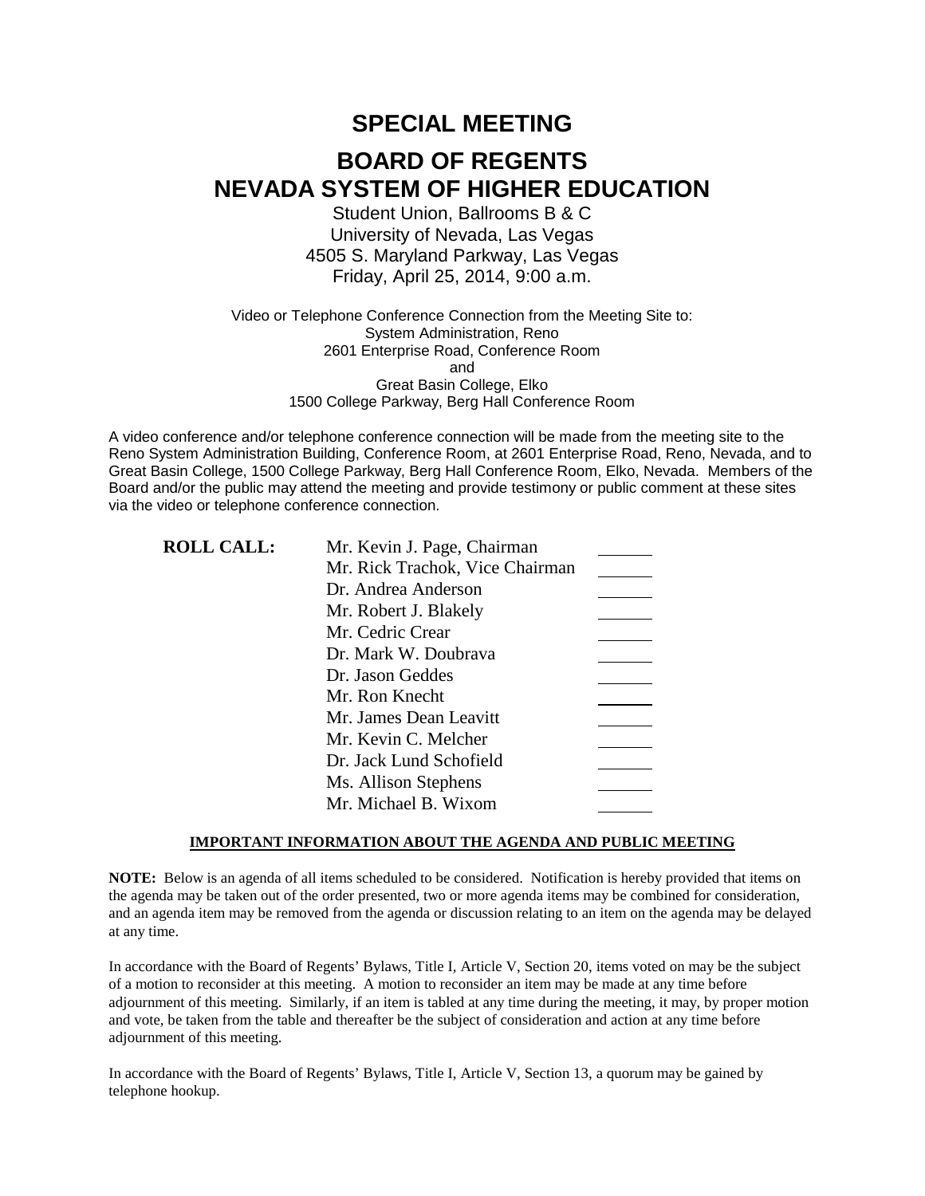# SPECIAL MEETING

# BOARD OF REGENTS
# NEVADA SYSTEM OF HIGHER EDUCATION

Student Union, Ballrooms B & C
University of Nevada, Las Vegas
4505 S. Maryland Parkway, Las Vegas
Friday, April 25, 2014, 9:00 a.m.

Video or Telephone Conference Connection from the Meeting Site to:
System Administration, Reno
2601 Enterprise Road, Conference Room
and
Great Basin College, Elko
1500 College Parkway, Berg Hall Conference Room

A video conference and/or telephone conference connection will be made from the meeting site to the Reno System Administration Building, Conference Room, at 2601 Enterprise Road, Reno, Nevada, and to Great Basin College, 1500 College Parkway, Berg Hall Conference Room, Elko, Nevada. Members of the Board and/or the public may attend the meeting and provide testimony or public comment at these sites via the video or telephone conference connection.

**ROLL CALL:**

| | |
|---|---|
| Mr. Kevin J. Page, Chairman | ______ |
| Mr. Rick Trachok, Vice Chairman | ______ |
| Dr. Andrea Anderson | ______ |
| Mr. Robert J. Blakely | ______ |
| Mr. Cedric Crear | ______ |
| Dr. Mark W. Doubrava | ______ |
| Dr. Jason Geddes | ______ |
| Mr. Ron Knecht | ______ |
| Mr. James Dean Leavitt | ______ |
| Mr. Kevin C. Melcher | ______ |
| Dr. Jack Lund Schofield | ______ |
| Ms. Allison Stephens | ______ |
| Mr. Michael B. Wixom | ______ |

**IMPORTANT INFORMATION ABOUT THE AGENDA AND PUBLIC MEETING**

**NOTE:** Below is an agenda of all items scheduled to be considered. Notification is hereby provided that items on the agenda may be taken out of the order presented, two or more agenda items may be combined for consideration, and an agenda item may be removed from the agenda or discussion relating to an item on the agenda may be delayed at any time.

In accordance with the Board of Regents' Bylaws, Title I, Article V, Section 20, items voted on may be the subject of a motion to reconsider at this meeting. A motion to reconsider an item may be made at any time before adjournment of this meeting. Similarly, if an item is tabled at any time during the meeting, it may, by proper motion and vote, be taken from the table and thereafter be the subject of consideration and action at any time before adjournment of this meeting.

In accordance with the Board of Regents' Bylaws, Title I, Article V, Section 13, a quorum may be gained by telephone hookup.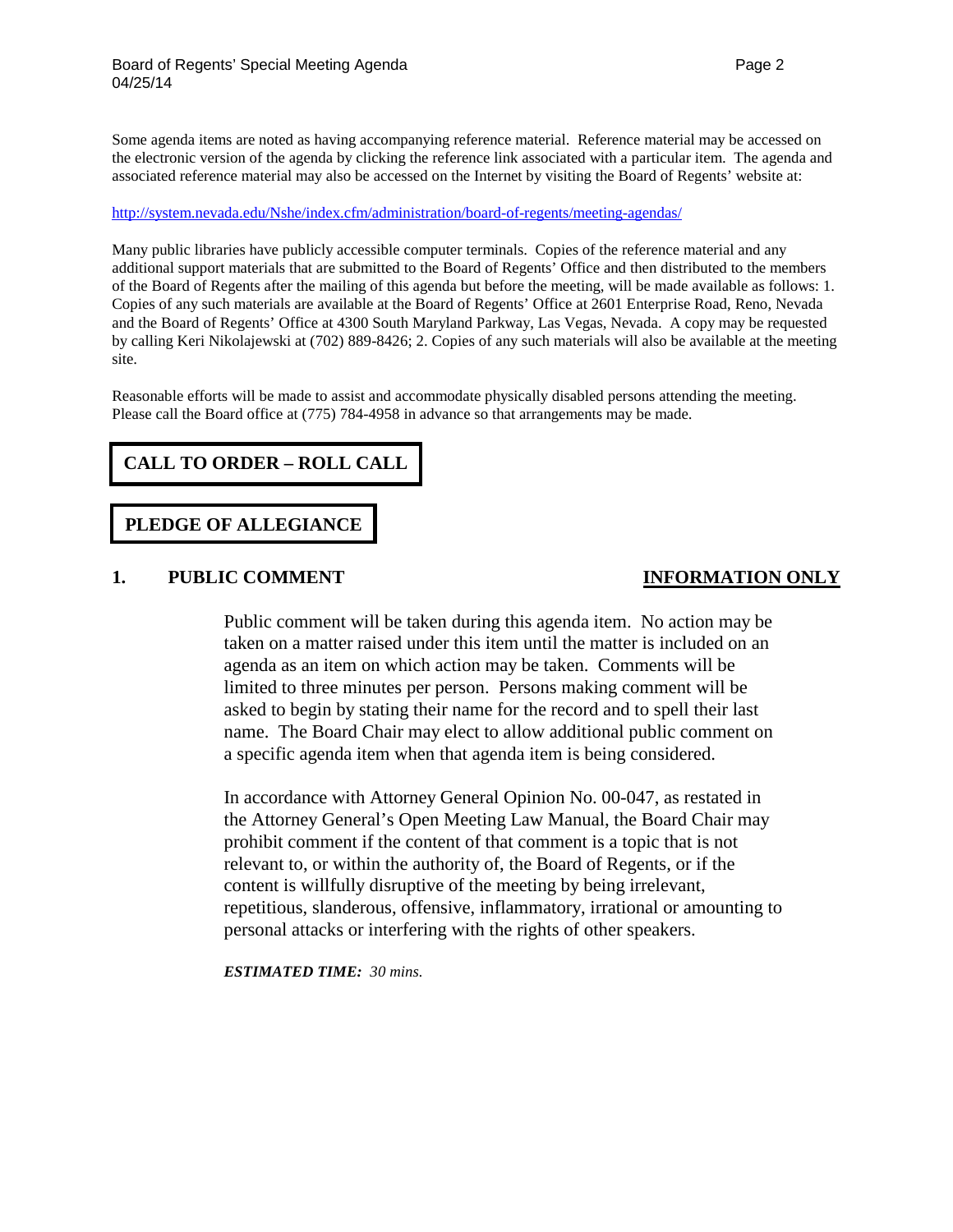Some agenda items are noted as having accompanying reference material. Reference material may be accessed on the electronic version of the agenda by clicking the reference link associated with a particular item. The agenda and associated reference material may also be accessed on the Internet by visiting the Board of Regents' website at:

http://system.nevada.edu/Nshe/index.cfm/administration/board-of-regents/meeting-agendas/

Many public libraries have publicly accessible computer terminals. Copies of the reference material and any additional support materials that are submitted to the Board of Regents' Office and then distributed to the members of the Board of Regents after the mailing of this agenda but before the meeting, will be made available as follows: 1. Copies of any such materials are available at the Board of Regents' Office at 2601 Enterprise Road, Reno, Nevada and the Board of Regents' Office at 4300 South Maryland Parkway, Las Vegas, Nevada. A copy may be requested by calling Keri Nikolajewski at (702) 889-8426; 2. Copies of any such materials will also be available at the meeting site.

Reasonable efforts will be made to assist and accommodate physically disabled persons attending the meeting. Please call the Board office at (775) 784-4958 in advance so that arrangements may be made.

## CALL TO ORDER – ROLL CALL

## PLEDGE OF ALLEGIANCE

## 1. PUBLIC COMMENT — INFORMATION ONLY

Public comment will be taken during this agenda item. No action may be taken on a matter raised under this item until the matter is included on an agenda as an item on which action may be taken. Comments will be limited to three minutes per person. Persons making comment will be asked to begin by stating their name for the record and to spell their last name. The Board Chair may elect to allow additional public comment on a specific agenda item when that agenda item is being considered.

In accordance with Attorney General Opinion No. 00-047, as restated in the Attorney General's Open Meeting Law Manual, the Board Chair may prohibit comment if the content of that comment is a topic that is not relevant to, or within the authority of, the Board of Regents, or if the content is willfully disruptive of the meeting by being irrelevant, repetitious, slanderous, offensive, inflammatory, irrational or amounting to personal attacks or interfering with the rights of other speakers.

***ESTIMATED TIME:*** *30 mins.*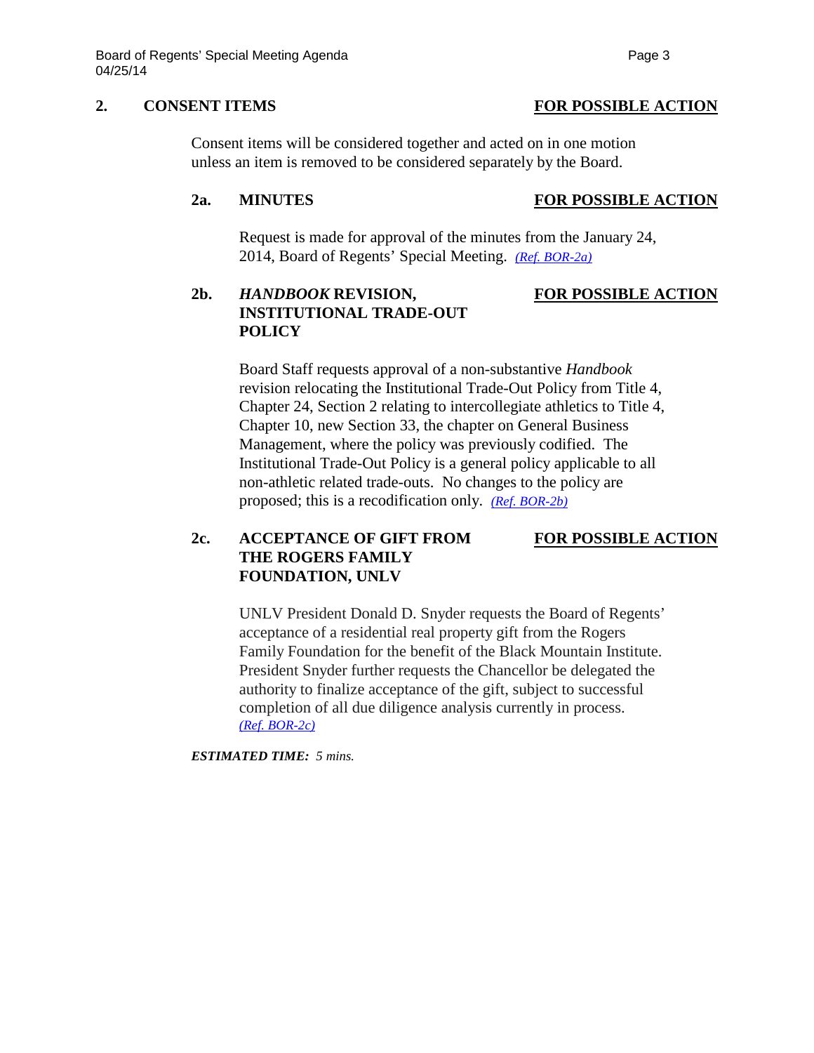## 2. CONSENT ITEMS — FOR POSSIBLE ACTION

Consent items will be considered together and acted on in one motion unless an item is removed to be considered separately by the Board.

### 2a. MINUTES — FOR POSSIBLE ACTION

Request is made for approval of the minutes from the January 24, 2014, Board of Regents' Special Meeting. *(Ref. BOR-2a)*

### 2b. *HANDBOOK* REVISION, INSTITUTIONAL TRADE-OUT POLICY — FOR POSSIBLE ACTION

Board Staff requests approval of a non-substantive *Handbook* revision relocating the Institutional Trade-Out Policy from Title 4, Chapter 24, Section 2 relating to intercollegiate athletics to Title 4, Chapter 10, new Section 33, the chapter on General Business Management, where the policy was previously codified. The Institutional Trade-Out Policy is a general policy applicable to all non-athletic related trade-outs. No changes to the policy are proposed; this is a recodification only. *(Ref. BOR-2b)*

### 2c. ACCEPTANCE OF GIFT FROM THE ROGERS FAMILY FOUNDATION, UNLV — FOR POSSIBLE ACTION

UNLV President Donald D. Snyder requests the Board of Regents' acceptance of a residential real property gift from the Rogers Family Foundation for the benefit of the Black Mountain Institute. President Snyder further requests the Chancellor be delegated the authority to finalize acceptance of the gift, subject to successful completion of all due diligence analysis currently in process. *(Ref. BOR-2c)*

***ESTIMATED TIME:*** *5 mins.*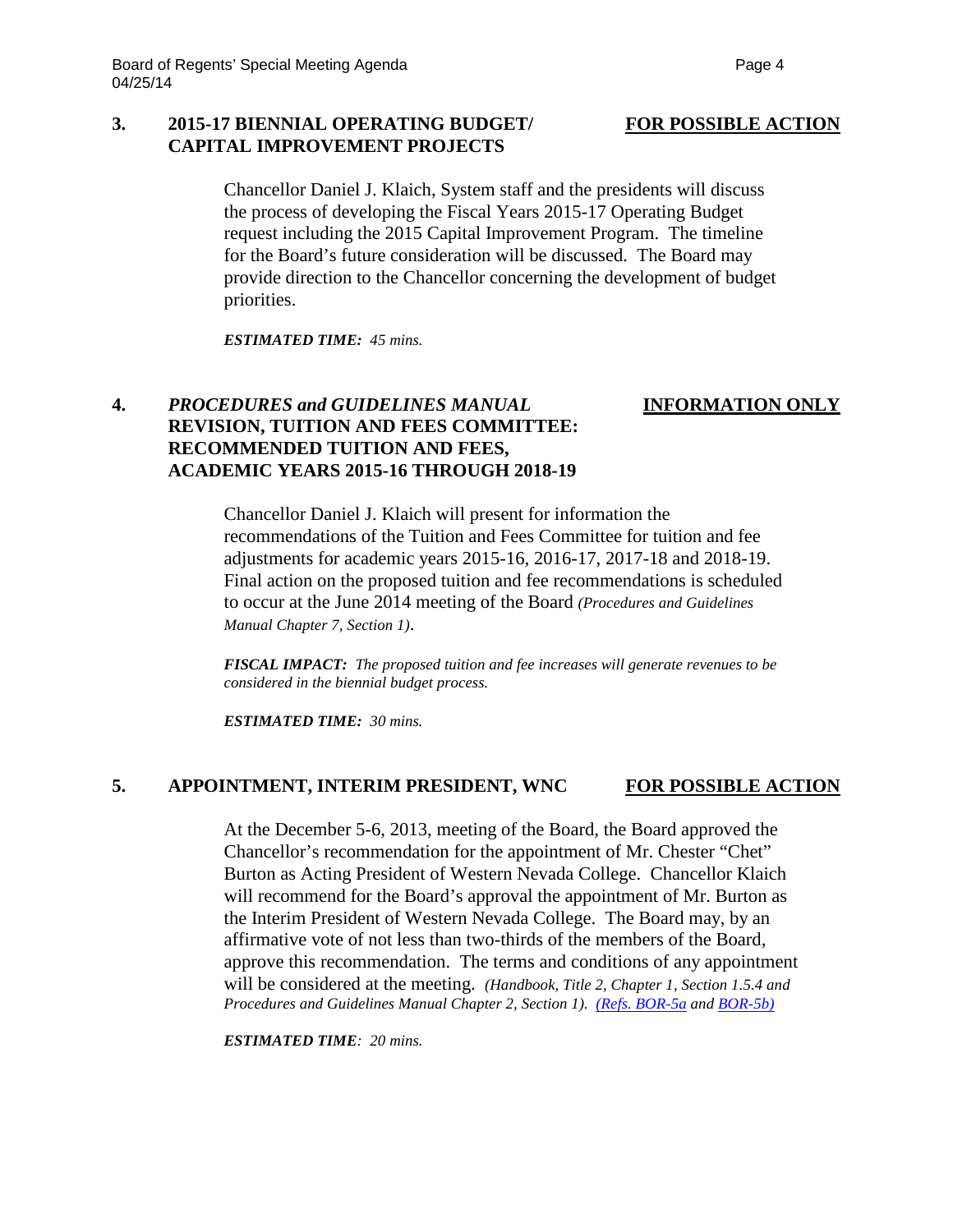### 3. 2015-17 BIENNIAL OPERATING BUDGET/ CAPITAL IMPROVEMENT PROJECTS — **FOR POSSIBLE ACTION**

Chancellor Daniel J. Klaich, System staff and the presidents will discuss the process of developing the Fiscal Years 2015-17 Operating Budget request including the 2015 Capital Improvement Program. The timeline for the Board's future consideration will be discussed. The Board may provide direction to the Chancellor concerning the development of budget priorities.

***ESTIMATED TIME:*** *45 mins.*

### 4. *PROCEDURES and GUIDELINES MANUAL* REVISION, TUITION AND FEES COMMITTEE: RECOMMENDED TUITION AND FEES, ACADEMIC YEARS 2015-16 THROUGH 2018-19 — **INFORMATION ONLY**

Chancellor Daniel J. Klaich will present for information the recommendations of the Tuition and Fees Committee for tuition and fee adjustments for academic years 2015-16, 2016-17, 2017-18 and 2018-19. Final action on the proposed tuition and fee recommendations is scheduled to occur at the June 2014 meeting of the Board *(Procedures and Guidelines Manual Chapter 7, Section 1)*.

***FISCAL IMPACT:*** *The proposed tuition and fee increases will generate revenues to be considered in the biennial budget process.*

***ESTIMATED TIME:*** *30 mins.*

### 5. APPOINTMENT, INTERIM PRESIDENT, WNC — **FOR POSSIBLE ACTION**

At the December 5-6, 2013, meeting of the Board, the Board approved the Chancellor's recommendation for the appointment of Mr. Chester "Chet" Burton as Acting President of Western Nevada College. Chancellor Klaich will recommend for the Board's approval the appointment of Mr. Burton as the Interim President of Western Nevada College. The Board may, by an affirmative vote of not less than two-thirds of the members of the Board, approve this recommendation. The terms and conditions of any appointment will be considered at the meeting. *(Handbook, Title 2, Chapter 1, Section 1.5.4 and Procedures and Guidelines Manual Chapter 2, Section 1). (Refs. BOR-5a and BOR-5b)*

***ESTIMATED TIME****: 20 mins.*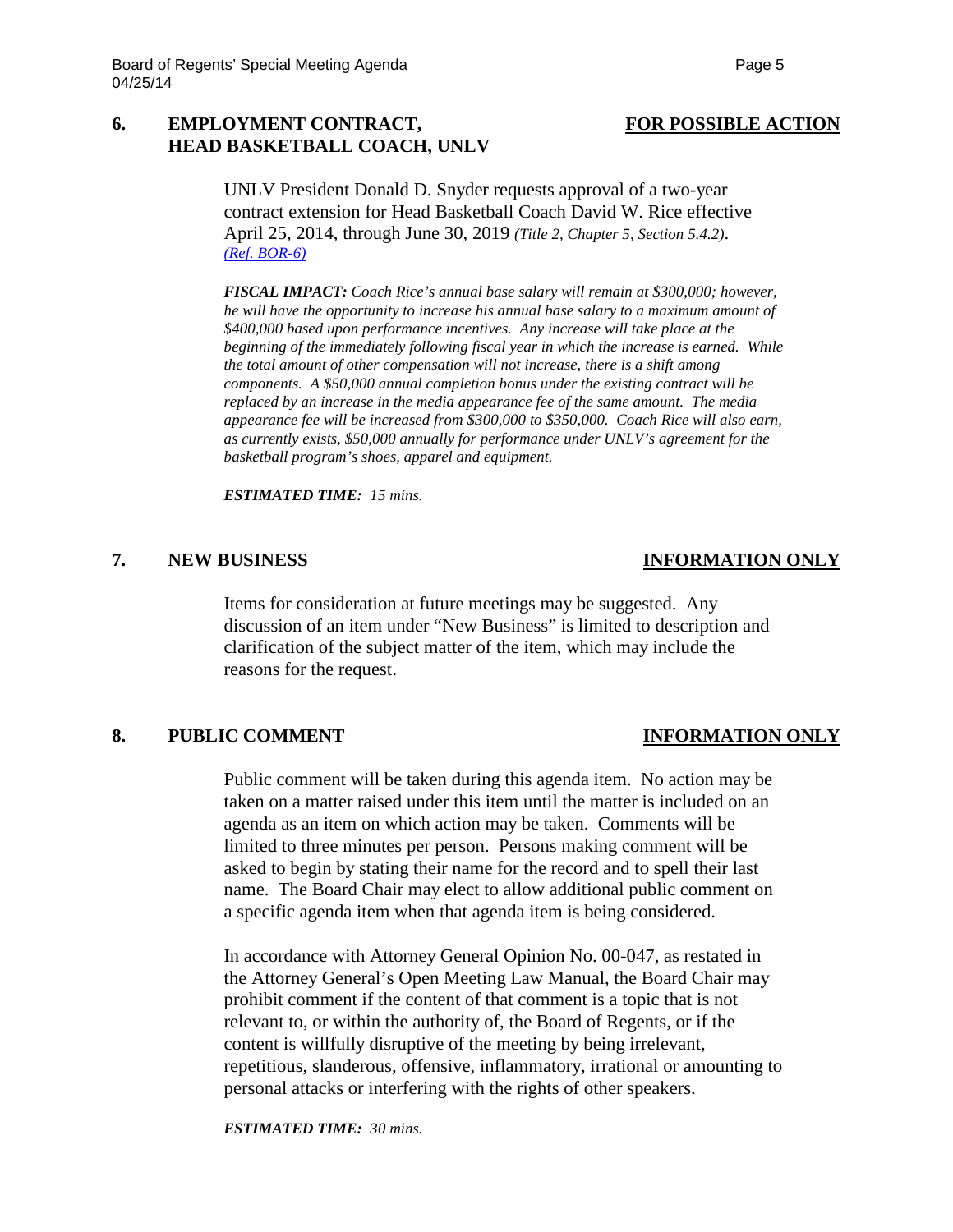## 6. EMPLOYMENT CONTRACT, HEAD BASKETBALL COACH, UNLV — FOR POSSIBLE ACTION

UNLV President Donald D. Snyder requests approval of a two-year contract extension for Head Basketball Coach David W. Rice effective April 25, 2014, through June 30, 2019 *(Title 2, Chapter 5, Section 5.4.2)*. *(Ref. BOR-6)*

***FISCAL IMPACT:*** *Coach Rice's annual base salary will remain at $300,000; however, he will have the opportunity to increase his annual base salary to a maximum amount of $400,000 based upon performance incentives. Any increase will take place at the beginning of the immediately following fiscal year in which the increase is earned. While the total amount of other compensation will not increase, there is a shift among components. A $50,000 annual completion bonus under the existing contract will be replaced by an increase in the media appearance fee of the same amount. The media appearance fee will be increased from $300,000 to $350,000. Coach Rice will also earn, as currently exists, $50,000 annually for performance under UNLV's agreement for the basketball program's shoes, apparel and equipment.*

***ESTIMATED TIME:*** *15 mins.*

## 7. NEW BUSINESS — INFORMATION ONLY

Items for consideration at future meetings may be suggested. Any discussion of an item under "New Business" is limited to description and clarification of the subject matter of the item, which may include the reasons for the request.

## 8. PUBLIC COMMENT — INFORMATION ONLY

Public comment will be taken during this agenda item. No action may be taken on a matter raised under this item until the matter is included on an agenda as an item on which action may be taken. Comments will be limited to three minutes per person. Persons making comment will be asked to begin by stating their name for the record and to spell their last name. The Board Chair may elect to allow additional public comment on a specific agenda item when that agenda item is being considered.

In accordance with Attorney General Opinion No. 00-047, as restated in the Attorney General's Open Meeting Law Manual, the Board Chair may prohibit comment if the content of that comment is a topic that is not relevant to, or within the authority of, the Board of Regents, or if the content is willfully disruptive of the meeting by being irrelevant, repetitious, slanderous, offensive, inflammatory, irrational or amounting to personal attacks or interfering with the rights of other speakers.

***ESTIMATED TIME:*** *30 mins.*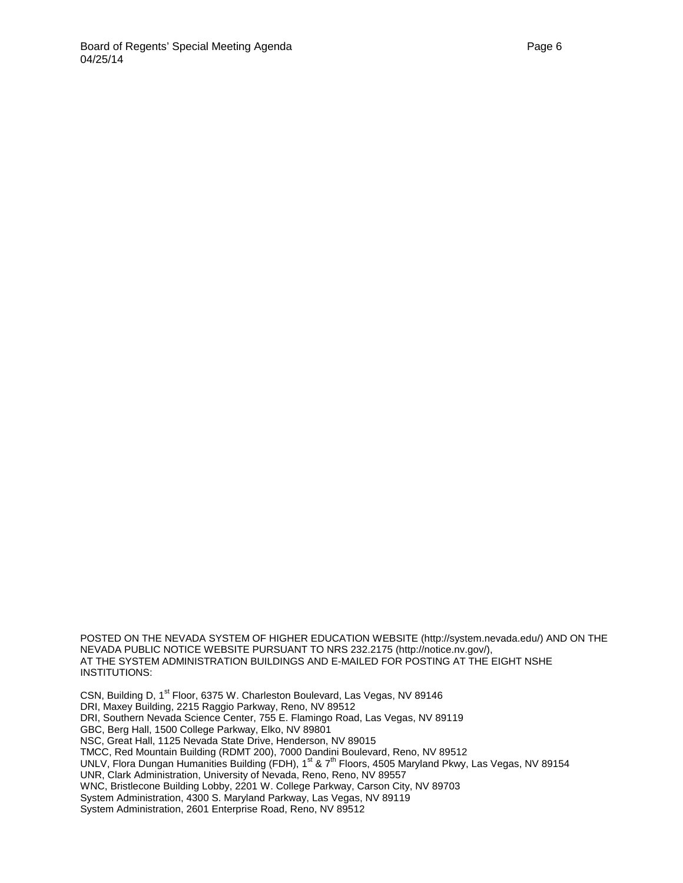POSTED ON THE NEVADA SYSTEM OF HIGHER EDUCATION WEBSITE (http://system.nevada.edu/) AND ON THE NEVADA PUBLIC NOTICE WEBSITE PURSUANT TO NRS 232.2175 (http://notice.nv.gov/), AT THE SYSTEM ADMINISTRATION BUILDINGS AND E-MAILED FOR POSTING AT THE EIGHT NSHE INSTITUTIONS:

CSN, Building D, 1st Floor, 6375 W. Charleston Boulevard, Las Vegas, NV 89146
DRI, Maxey Building, 2215 Raggio Parkway, Reno, NV 89512
DRI, Southern Nevada Science Center, 755 E. Flamingo Road, Las Vegas, NV 89119
GBC, Berg Hall, 1500 College Parkway, Elko, NV 89801
NSC, Great Hall, 1125 Nevada State Drive, Henderson, NV 89015
TMCC, Red Mountain Building (RDMT 200), 7000 Dandini Boulevard, Reno, NV 89512
UNLV, Flora Dungan Humanities Building (FDH), 1st & 7th Floors, 4505 Maryland Pkwy, Las Vegas, NV 89154
UNR, Clark Administration, University of Nevada, Reno, Reno, NV 89557
WNC, Bristlecone Building Lobby, 2201 W. College Parkway, Carson City, NV 89703
System Administration, 4300 S. Maryland Parkway, Las Vegas, NV 89119
System Administration, 2601 Enterprise Road, Reno, NV 89512